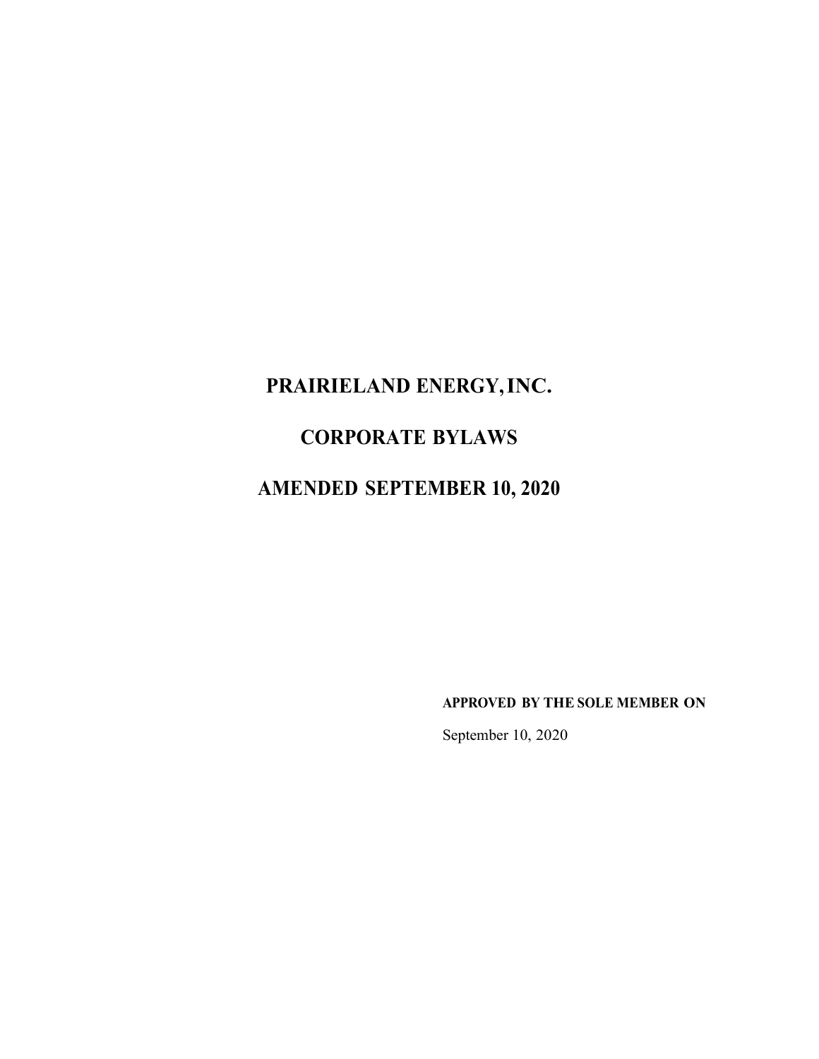# PRAIRIELAND ENERGY, INC.

# CORPORATE BYLAWS

# AMENDED SEPTEMBER 10, 2020

**APPROVED BY THE SOLE MEMBER ON**

September 10, 2020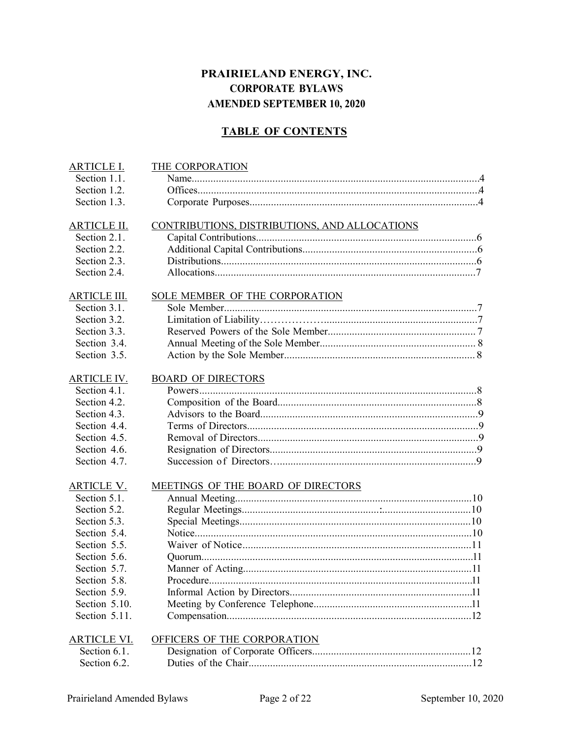# PRAIRIELAND ENERGY, INC.

## CORPORATE BYLAWS

## AMENDED SEPTEMBER 10, 2020

## TABLE OF CONTENTS

| | | |
|---|---|---|
| ARTICLE I. | THE CORPORATION | |
| Section 1.1. | Name | 4 |
| Section 1.2. | Offices | 4 |
| Section 1.3. | Corporate Purposes | 4 |
| ARTICLE II. | CONTRIBUTIONS, DISTRIBUTIONS, AND ALLOCATIONS | |
| Section 2.1. | Capital Contributions | 6 |
| Section 2.2. | Additional Capital Contributions | 6 |
| Section 2.3. | Distributions | 6 |
| Section 2.4. | Allocations | 7 |
| ARTICLE III. | SOLE MEMBER OF THE CORPORATION | |
| Section 3.1. | Sole Member | 7 |
| Section 3.2. | Limitation of Liability | 7 |
| Section 3.3. | Reserved Powers of the Sole Member | 7 |
| Section 3.4. | Annual Meeting of the Sole Member | 8 |
| Section 3.5. | Action by the Sole Member | 8 |
| ARTICLE IV. | BOARD OF DIRECTORS | |
| Section 4.1. | Powers | 8 |
| Section 4.2. | Composition of the Board | 8 |
| Section 4.3. | Advisors to the Board | 9 |
| Section 4.4. | Terms of Directors | 9 |
| Section 4.5. | Removal of Directors | 9 |
| Section 4.6. | Resignation of Directors | 9 |
| Section 4.7. | Succession of Directors | 9 |
| ARTICLE V. | MEETINGS OF THE BOARD OF DIRECTORS | |
| Section 5.1. | Annual Meeting | 10 |
| Section 5.2. | Regular Meetings | 10 |
| Section 5.3. | Special Meetings | 10 |
| Section 5.4. | Notice | 10 |
| Section 5.5. | Waiver of Notice | 11 |
| Section 5.6. | Quorum | 11 |
| Section 5.7. | Manner of Acting | 11 |
| Section 5.8. | Procedure | 11 |
| Section 5.9. | Informal Action by Directors | 11 |
| Section 5.10. | Meeting by Conference Telephone | 11 |
| Section 5.11. | Compensation | 12 |
| ARTICLE VI. | OFFICERS OF THE CORPORATION | |
| Section 6.1. | Designation of Corporate Officers | 12 |
| Section 6.2. | Duties of the Chair | 12 |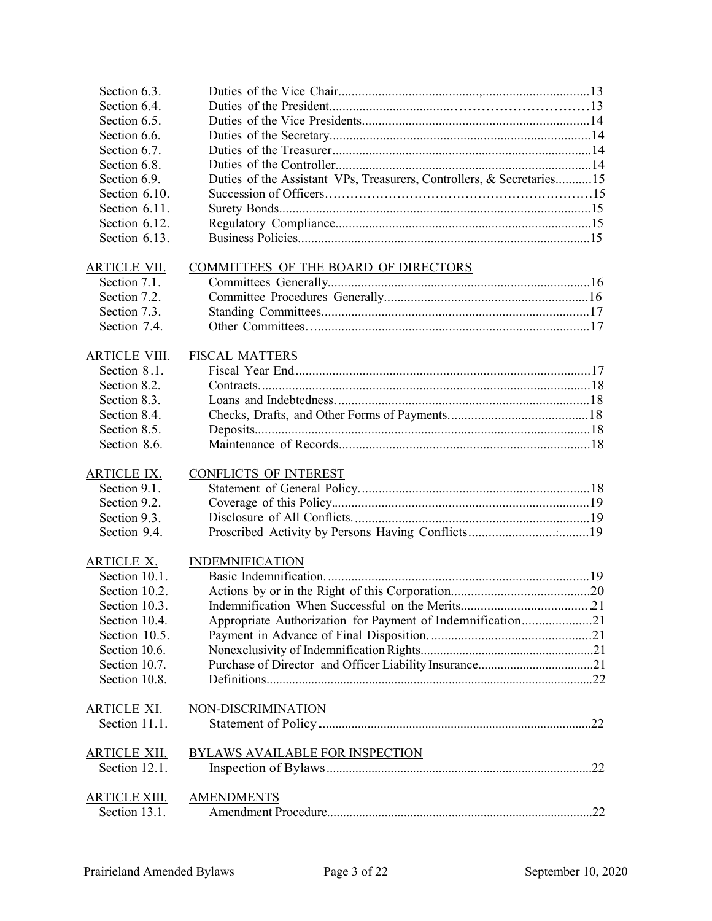| | | |
|---|---|---|
| Section 6.3. | Duties of the Vice Chair | 13 |
| Section 6.4. | Duties of the President | 13 |
| Section 6.5. | Duties of the Vice Presidents | 14 |
| Section 6.6. | Duties of the Secretary | 14 |
| Section 6.7. | Duties of the Treasurer | 14 |
| Section 6.8. | Duties of the Controller | 14 |
| Section 6.9. | Duties of the Assistant VPs, Treasurers, Controllers, & Secretaries | 15 |
| Section 6.10. | Succession of Officers | 15 |
| Section 6.11. | Surety Bonds | 15 |
| Section 6.12. | Regulatory Compliance | 15 |
| Section 6.13. | Business Policies | 15 |
| ARTICLE VII. | COMMITTEES OF THE BOARD OF DIRECTORS | |
| Section 7.1. | Committees Generally | 16 |
| Section 7.2. | Committee Procedures Generally | 16 |
| Section 7.3. | Standing Committees | 17 |
| Section 7.4. | Other Committees | 17 |
| ARTICLE VIII. | FISCAL MATTERS | |
| Section 8.1. | Fiscal Year End | 17 |
| Section 8.2. | Contracts | 18 |
| Section 8.3. | Loans and Indebtedness | 18 |
| Section 8.4. | Checks, Drafts, and Other Forms of Payments | 18 |
| Section 8.5. | Deposits | 18 |
| Section 8.6. | Maintenance of Records | 18 |
| ARTICLE IX. | CONFLICTS OF INTEREST | |
| Section 9.1. | Statement of General Policy | 18 |
| Section 9.2. | Coverage of this Policy | 19 |
| Section 9.3. | Disclosure of All Conflicts | 19 |
| Section 9.4. | Proscribed Activity by Persons Having Conflicts | 19 |
| ARTICLE X. | INDEMNIFICATION | |
| Section 10.1. | Basic Indemnification | 19 |
| Section 10.2. | Actions by or in the Right of this Corporation | 20 |
| Section 10.3. | Indemnification When Successful on the Merits | 21 |
| Section 10.4. | Appropriate Authorization for Payment of Indemnification | 21 |
| Section 10.5. | Payment in Advance of Final Disposition | 21 |
| Section 10.6. | Nonexclusivity of Indemnification Rights | 21 |
| Section 10.7. | Purchase of Director and Officer Liability Insurance | 21 |
| Section 10.8. | Definitions | 22 |
| ARTICLE XI. | NON-DISCRIMINATION | |
| Section 11.1. | Statement of Policy | 22 |
| ARTICLE XII. | BYLAWS AVAILABLE FOR INSPECTION | |
| Section 12.1. | Inspection of Bylaws | 22 |
| ARTICLE XIII. | AMENDMENTS | |
| Section 13.1. | Amendment Procedure | 22 |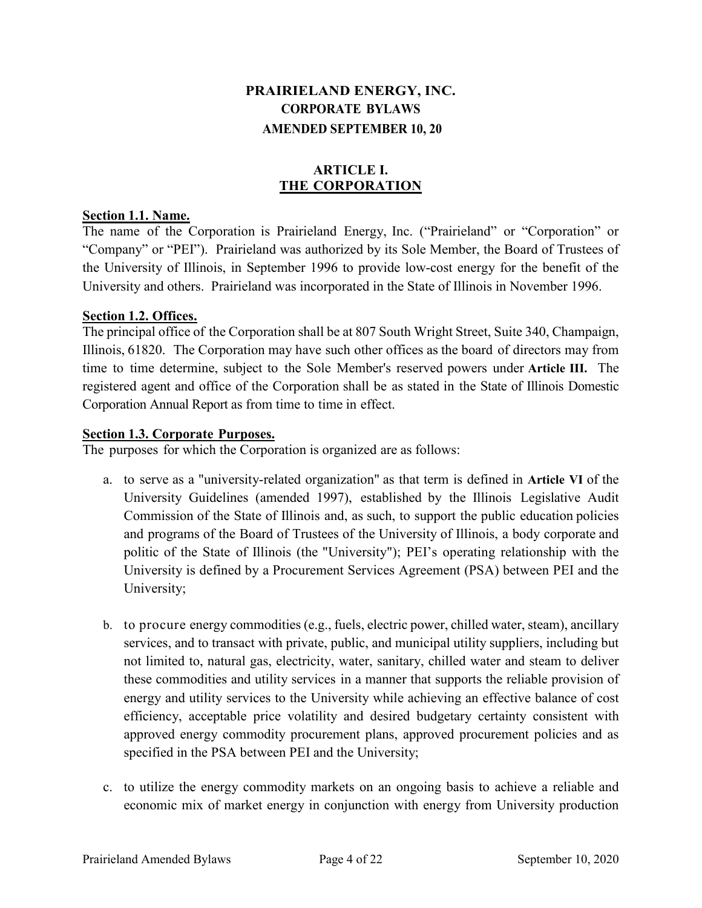# PRAIRIELAND ENERGY, INC.
## CORPORATE BYLAWS
### AMENDED SEPTEMBER 10, 20

## ARTICLE I.
## THE CORPORATION

**Section 1.1. Name.**
The name of the Corporation is Prairieland Energy, Inc. ("Prairieland" or "Corporation" or "Company" or "PEI"). Prairieland was authorized by its Sole Member, the Board of Trustees of the University of Illinois, in September 1996 to provide low-cost energy for the benefit of the University and others. Prairieland was incorporated in the State of Illinois in November 1996.

**Section 1.2. Offices.**
The principal office of the Corporation shall be at 807 South Wright Street, Suite 340, Champaign, Illinois, 61820. The Corporation may have such other offices as the board of directors may from time to time determine, subject to the Sole Member's reserved powers under **Article III.** The registered agent and office of the Corporation shall be as stated in the State of Illinois Domestic Corporation Annual Report as from time to time in effect.

**Section 1.3. Corporate Purposes.**
The purposes for which the Corporation is organized are as follows:

a. to serve as a "university-related organization" as that term is defined in **Article VI** of the University Guidelines (amended 1997), established by the Illinois Legislative Audit Commission of the State of Illinois and, as such, to support the public education policies and programs of the Board of Trustees of the University of Illinois, a body corporate and politic of the State of Illinois (the "University"); PEI's operating relationship with the University is defined by a Procurement Services Agreement (PSA) between PEI and the University;

b. to procure energy commodities (e.g., fuels, electric power, chilled water, steam), ancillary services, and to transact with private, public, and municipal utility suppliers, including but not limited to, natural gas, electricity, water, sanitary, chilled water and steam to deliver these commodities and utility services in a manner that supports the reliable provision of energy and utility services to the University while achieving an effective balance of cost efficiency, acceptable price volatility and desired budgetary certainty consistent with approved energy commodity procurement plans, approved procurement policies and as specified in the PSA between PEI and the University;

c. to utilize the energy commodity markets on an ongoing basis to achieve a reliable and economic mix of market energy in conjunction with energy from University production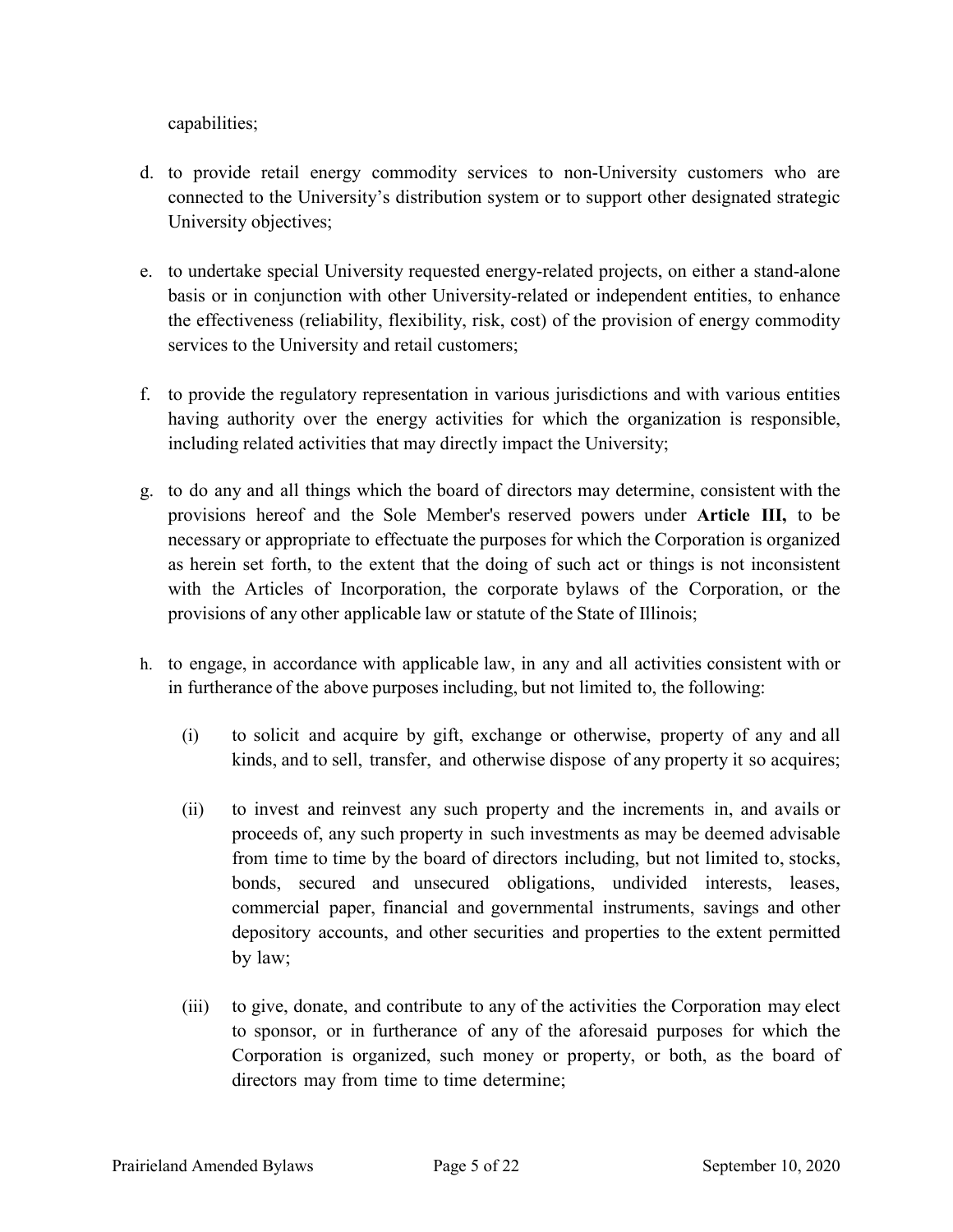capabilities;

d. to provide retail energy commodity services to non-University customers who are connected to the University's distribution system or to support other designated strategic University objectives;

e. to undertake special University requested energy-related projects, on either a stand-alone basis or in conjunction with other University-related or independent entities, to enhance the effectiveness (reliability, flexibility, risk, cost) of the provision of energy commodity services to the University and retail customers;

f. to provide the regulatory representation in various jurisdictions and with various entities having authority over the energy activities for which the organization is responsible, including related activities that may directly impact the University;

g. to do any and all things which the board of directors may determine, consistent with the provisions hereof and the Sole Member's reserved powers under **Article III,** to be necessary or appropriate to effectuate the purposes for which the Corporation is organized as herein set forth, to the extent that the doing of such act or things is not inconsistent with the Articles of Incorporation, the corporate bylaws of the Corporation, or the provisions of any other applicable law or statute of the State of Illinois;

h. to engage, in accordance with applicable law, in any and all activities consistent with or in furtherance of the above purposes including, but not limited to, the following:

   (i) to solicit and acquire by gift, exchange or otherwise, property of any and all kinds, and to sell, transfer, and otherwise dispose of any property it so acquires;

   (ii) to invest and reinvest any such property and the increments in, and avails or proceeds of, any such property in such investments as may be deemed advisable from time to time by the board of directors including, but not limited to, stocks, bonds, secured and unsecured obligations, undivided interests, leases, commercial paper, financial and governmental instruments, savings and other depository accounts, and other securities and properties to the extent permitted by law;

   (iii) to give, donate, and contribute to any of the activities the Corporation may elect to sponsor, or in furtherance of any of the aforesaid purposes for which the Corporation is organized, such money or property, or both, as the board of directors may from time to time determine;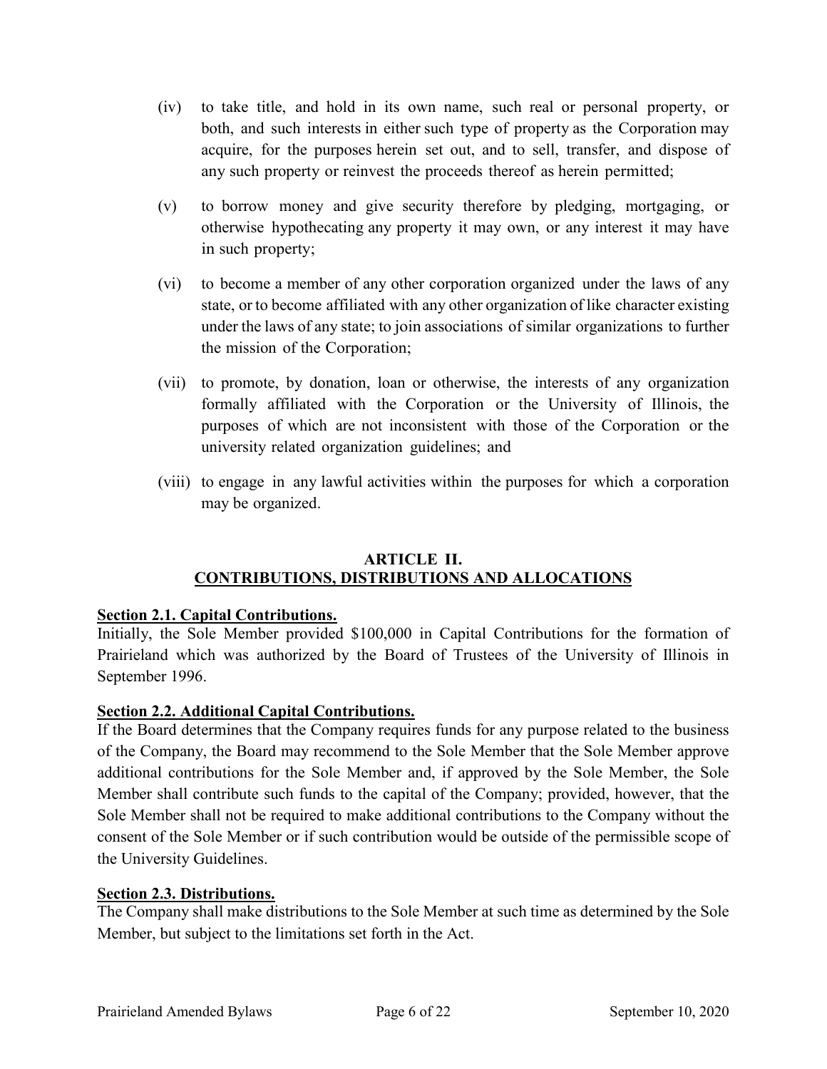(iv) to take title, and hold in its own name, such real or personal property, or both, and such interests in either such type of property as the Corporation may acquire, for the purposes herein set out, and to sell, transfer, and dispose of any such property or reinvest the proceeds thereof as herein permitted;

(v) to borrow money and give security therefore by pledging, mortgaging, or otherwise hypothecating any property it may own, or any interest it may have in such property;

(vi) to become a member of any other corporation organized under the laws of any state, or to become affiliated with any other organization of like character existing under the laws of any state; to join associations of similar organizations to further the mission of the Corporation;

(vii) to promote, by donation, loan or otherwise, the interests of any organization formally affiliated with the Corporation or the University of Illinois, the purposes of which are not inconsistent with those of the Corporation or the university related organization guidelines; and

(viii) to engage in any lawful activities within the purposes for which a corporation may be organized.

## ARTICLE II.
## CONTRIBUTIONS, DISTRIBUTIONS AND ALLOCATIONS

**Section 2.1. Capital Contributions.**
Initially, the Sole Member provided $100,000 in Capital Contributions for the formation of Prairieland which was authorized by the Board of Trustees of the University of Illinois in September 1996.

**Section 2.2. Additional Capital Contributions.**
If the Board determines that the Company requires funds for any purpose related to the business of the Company, the Board may recommend to the Sole Member that the Sole Member approve additional contributions for the Sole Member and, if approved by the Sole Member, the Sole Member shall contribute such funds to the capital of the Company; provided, however, that the Sole Member shall not be required to make additional contributions to the Company without the consent of the Sole Member or if such contribution would be outside of the permissible scope of the University Guidelines.

**Section 2.3. Distributions.**
The Company shall make distributions to the Sole Member at such time as determined by the Sole Member, but subject to the limitations set forth in the Act.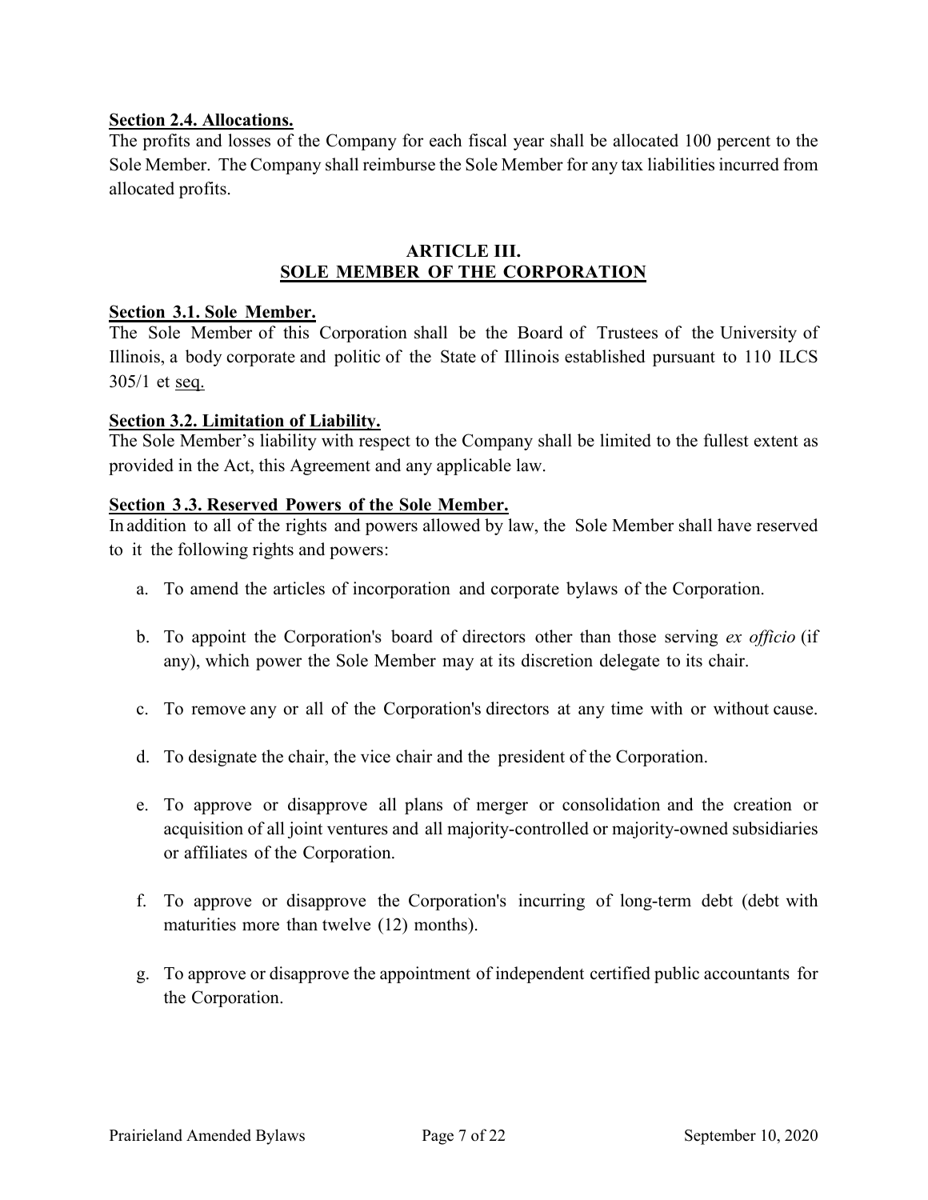**Section 2.4. Allocations.**

The profits and losses of the Company for each fiscal year shall be allocated 100 percent to the Sole Member. The Company shall reimburse the Sole Member for any tax liabilities incurred from allocated profits.

## ARTICLE III.
## SOLE MEMBER OF THE CORPORATION

**Section 3.1. Sole Member.**

The Sole Member of this Corporation shall be the Board of Trustees of the University of Illinois, a body corporate and politic of the State of Illinois established pursuant to 110 ILCS 305/1 et seq.

**Section 3.2. Limitation of Liability.**

The Sole Member's liability with respect to the Company shall be limited to the fullest extent as provided in the Act, this Agreement and any applicable law.

**Section 3.3. Reserved Powers of the Sole Member.**

In addition to all of the rights and powers allowed by law, the Sole Member shall have reserved to it the following rights and powers:

a. To amend the articles of incorporation and corporate bylaws of the Corporation.

b. To appoint the Corporation's board of directors other than those serving *ex officio* (if any), which power the Sole Member may at its discretion delegate to its chair.

c. To remove any or all of the Corporation's directors at any time with or without cause.

d. To designate the chair, the vice chair and the president of the Corporation.

e. To approve or disapprove all plans of merger or consolidation and the creation or acquisition of all joint ventures and all majority-controlled or majority-owned subsidiaries or affiliates of the Corporation.

f. To approve or disapprove the Corporation's incurring of long-term debt (debt with maturities more than twelve (12) months).

g. To approve or disapprove the appointment of independent certified public accountants for the Corporation.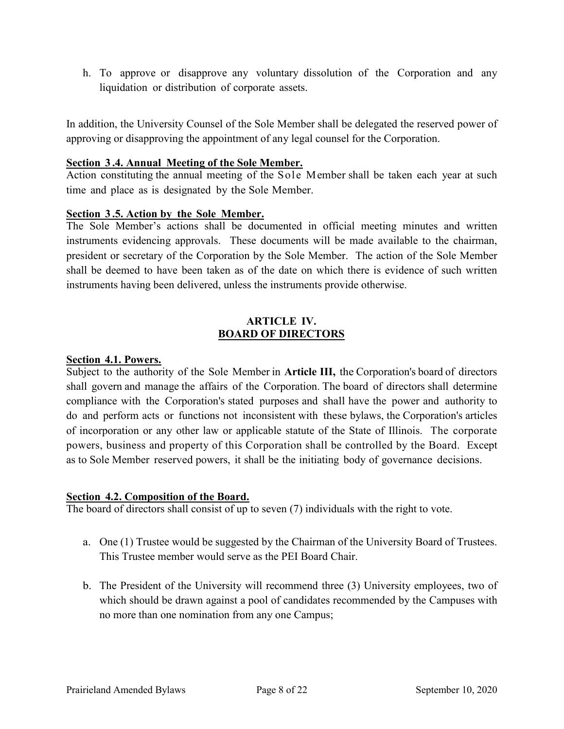h. To approve or disapprove any voluntary dissolution of the Corporation and any liquidation or distribution of corporate assets.

In addition, the University Counsel of the Sole Member shall be delegated the reserved power of approving or disapproving the appointment of any legal counsel for the Corporation.

**Section 3.4. Annual Meeting of the Sole Member.**

Action constituting the annual meeting of the Sole Member shall be taken each year at such time and place as is designated by the Sole Member.

**Section 3.5. Action by the Sole Member.**

The Sole Member's actions shall be documented in official meeting minutes and written instruments evidencing approvals. These documents will be made available to the chairman, president or secretary of the Corporation by the Sole Member. The action of the Sole Member shall be deemed to have been taken as of the date on which there is evidence of such written instruments having been delivered, unless the instruments provide otherwise.

## ARTICLE IV.
## BOARD OF DIRECTORS

**Section 4.1. Powers.**

Subject to the authority of the Sole Member in **Article III,** the Corporation's board of directors shall govern and manage the affairs of the Corporation. The board of directors shall determine compliance with the Corporation's stated purposes and shall have the power and authority to do and perform acts or functions not inconsistent with these bylaws, the Corporation's articles of incorporation or any other law or applicable statute of the State of Illinois. The corporate powers, business and property of this Corporation shall be controlled by the Board. Except as to Sole Member reserved powers, it shall be the initiating body of governance decisions.

**Section 4.2. Composition of the Board.**

The board of directors shall consist of up to seven (7) individuals with the right to vote.

a. One (1) Trustee would be suggested by the Chairman of the University Board of Trustees. This Trustee member would serve as the PEI Board Chair.

b. The President of the University will recommend three (3) University employees, two of which should be drawn against a pool of candidates recommended by the Campuses with no more than one nomination from any one Campus;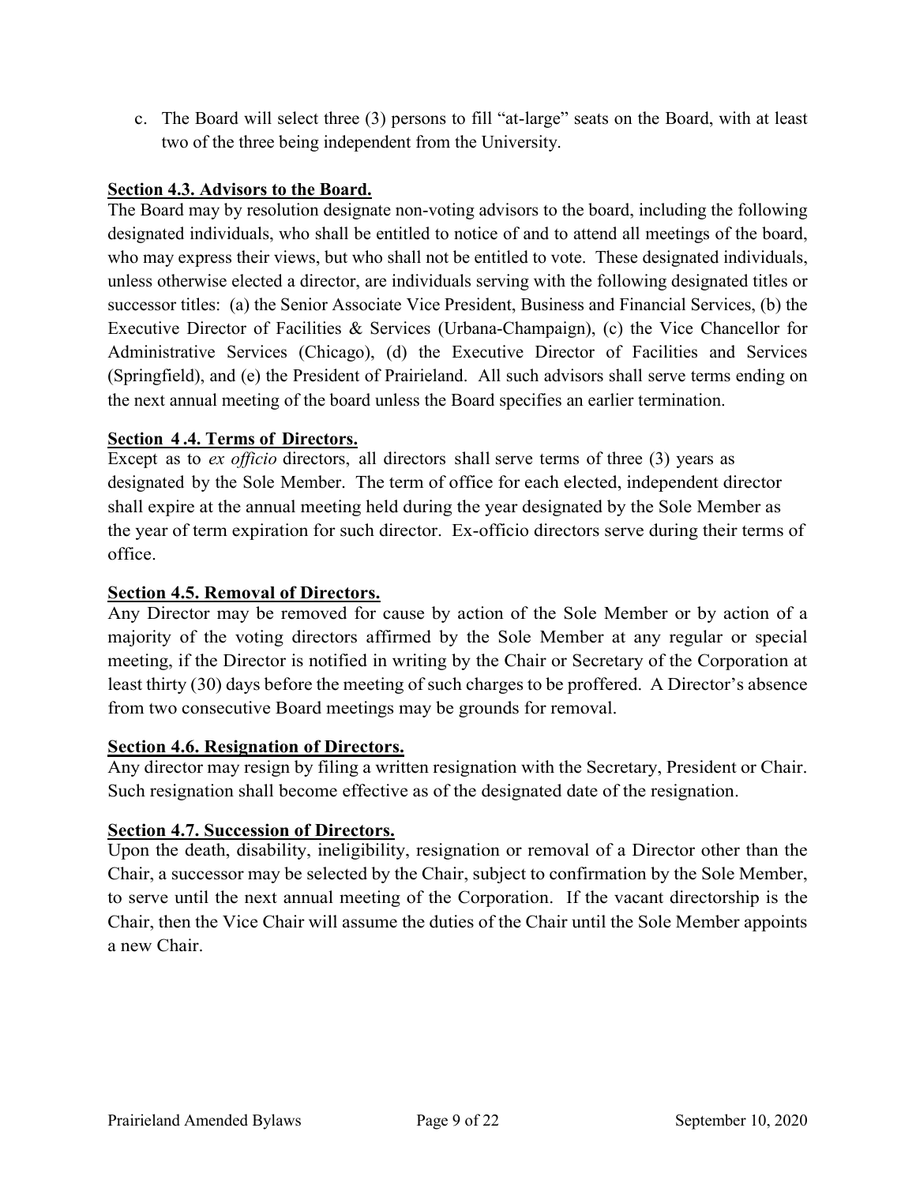c. The Board will select three (3) persons to fill "at-large" seats on the Board, with at least two of the three being independent from the University.

**Section 4.3. Advisors to the Board.**

The Board may by resolution designate non-voting advisors to the board, including the following designated individuals, who shall be entitled to notice of and to attend all meetings of the board, who may express their views, but who shall not be entitled to vote. These designated individuals, unless otherwise elected a director, are individuals serving with the following designated titles or successor titles: (a) the Senior Associate Vice President, Business and Financial Services, (b) the Executive Director of Facilities & Services (Urbana-Champaign), (c) the Vice Chancellor for Administrative Services (Chicago), (d) the Executive Director of Facilities and Services (Springfield), and (e) the President of Prairieland. All such advisors shall serve terms ending on the next annual meeting of the board unless the Board specifies an earlier termination.

**Section 4.4. Terms of Directors.**

Except as to *ex officio* directors, all directors shall serve terms of three (3) years as designated by the Sole Member. The term of office for each elected, independent director shall expire at the annual meeting held during the year designated by the Sole Member as the year of term expiration for such director. Ex-officio directors serve during their terms of office.

**Section 4.5. Removal of Directors.**

Any Director may be removed for cause by action of the Sole Member or by action of a majority of the voting directors affirmed by the Sole Member at any regular or special meeting, if the Director is notified in writing by the Chair or Secretary of the Corporation at least thirty (30) days before the meeting of such charges to be proffered. A Director's absence from two consecutive Board meetings may be grounds for removal.

**Section 4.6. Resignation of Directors.**

Any director may resign by filing a written resignation with the Secretary, President or Chair. Such resignation shall become effective as of the designated date of the resignation.

**Section 4.7. Succession of Directors.**

Upon the death, disability, ineligibility, resignation or removal of a Director other than the Chair, a successor may be selected by the Chair, subject to confirmation by the Sole Member, to serve until the next annual meeting of the Corporation. If the vacant directorship is the Chair, then the Vice Chair will assume the duties of the Chair until the Sole Member appoints a new Chair.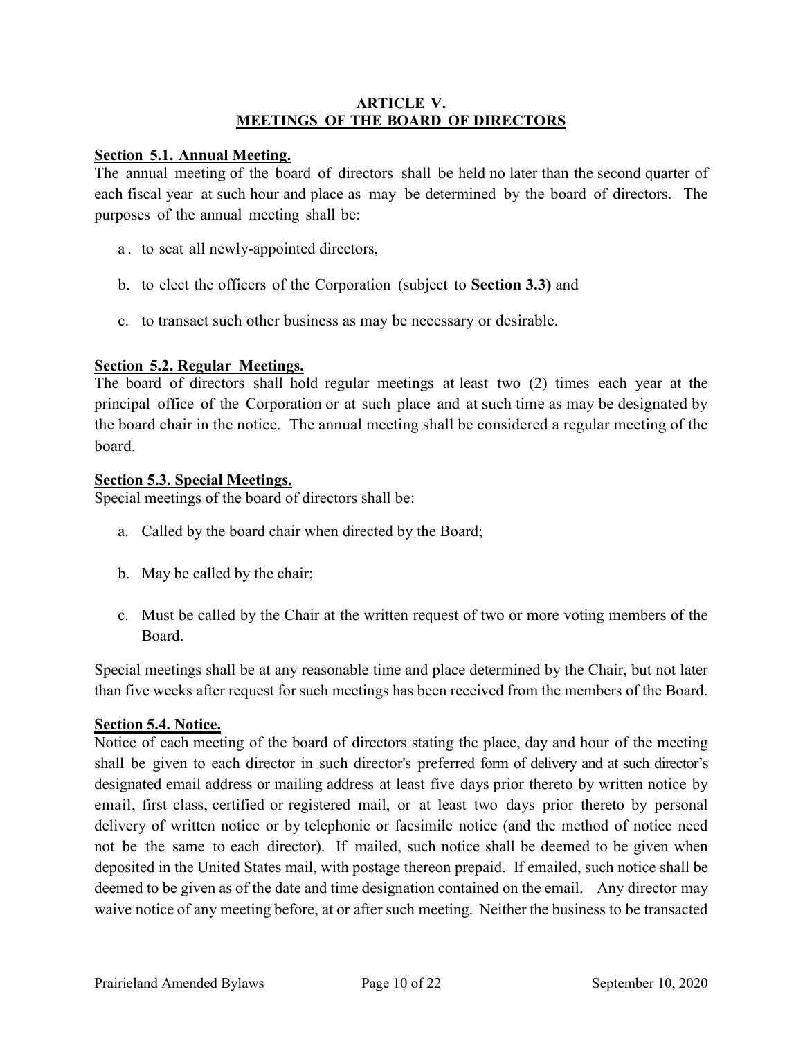## ARTICLE V.
## MEETINGS OF THE BOARD OF DIRECTORS

**Section 5.1. Annual Meeting.**

The annual meeting of the board of directors shall be held no later than the second quarter of each fiscal year at such hour and place as may be determined by the board of directors. The purposes of the annual meeting shall be:

a. to seat all newly-appointed directors,

b. to elect the officers of the Corporation (subject to **Section 3.3)** and

c. to transact such other business as may be necessary or desirable.

**Section 5.2. Regular Meetings.**

The board of directors shall hold regular meetings at least two (2) times each year at the principal office of the Corporation or at such place and at such time as may be designated by the board chair in the notice. The annual meeting shall be considered a regular meeting of the board.

**Section 5.3. Special Meetings.**

Special meetings of the board of directors shall be:

a. Called by the board chair when directed by the Board;

b. May be called by the chair;

c. Must be called by the Chair at the written request of two or more voting members of the Board.

Special meetings shall be at any reasonable time and place determined by the Chair, but not later than five weeks after request for such meetings has been received from the members of the Board.

**Section 5.4. Notice.**

Notice of each meeting of the board of directors stating the place, day and hour of the meeting shall be given to each director in such director's preferred form of delivery and at such director's designated email address or mailing address at least five days prior thereto by written notice by email, first class, certified or registered mail, or at least two days prior thereto by personal delivery of written notice or by telephonic or facsimile notice (and the method of notice need not be the same to each director). If mailed, such notice shall be deemed to be given when deposited in the United States mail, with postage thereon prepaid. If emailed, such notice shall be deemed to be given as of the date and time designation contained on the email. Any director may waive notice of any meeting before, at or after such meeting. Neither the business to be transacted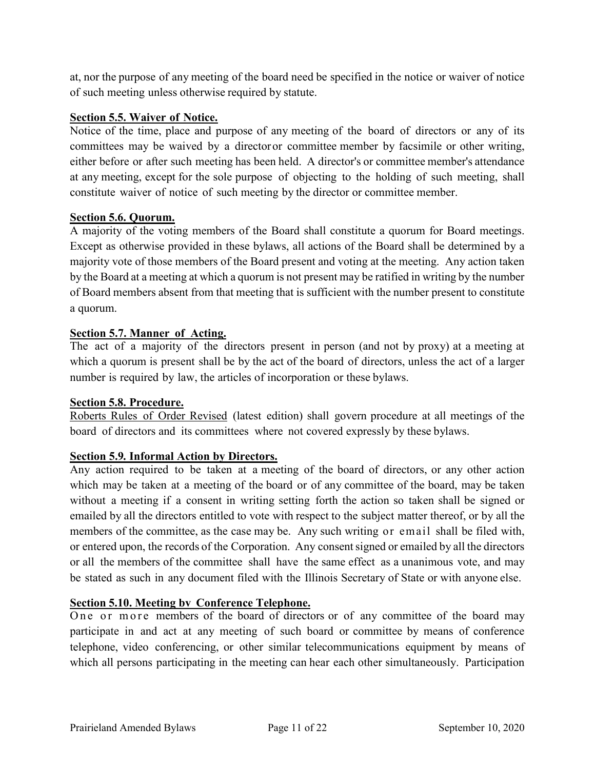at, nor the purpose of any meeting of the board need be specified in the notice or waiver of notice of such meeting unless otherwise required by statute.

**Section 5.5. Waiver of Notice.**

Notice of the time, place and purpose of any meeting of the board of directors or any of its committees may be waived by a director or committee member by facsimile or other writing, either before or after such meeting has been held. A director's or committee member's attendance at any meeting, except for the sole purpose of objecting to the holding of such meeting, shall constitute waiver of notice of such meeting by the director or committee member.

**Section 5.6. Quorum.**

A majority of the voting members of the Board shall constitute a quorum for Board meetings. Except as otherwise provided in these bylaws, all actions of the Board shall be determined by a majority vote of those members of the Board present and voting at the meeting. Any action taken by the Board at a meeting at which a quorum is not present may be ratified in writing by the number of Board members absent from that meeting that is sufficient with the number present to constitute a quorum.

**Section 5.7. Manner of Acting.**

The act of a majority of the directors present in person (and not by proxy) at a meeting at which a quorum is present shall be by the act of the board of directors, unless the act of a larger number is required by law, the articles of incorporation or these bylaws.

**Section 5.8. Procedure.**

Roberts Rules of Order Revised (latest edition) shall govern procedure at all meetings of the board of directors and its committees where not covered expressly by these bylaws.

**Section 5.9. Informal Action by Directors.**

Any action required to be taken at a meeting of the board of directors, or any other action which may be taken at a meeting of the board or of any committee of the board, may be taken without a meeting if a consent in writing setting forth the action so taken shall be signed or emailed by all the directors entitled to vote with respect to the subject matter thereof, or by all the members of the committee, as the case may be. Any such writing or email shall be filed with, or entered upon, the records of the Corporation. Any consent signed or emailed by all the directors or all the members of the committee shall have the same effect as a unanimous vote, and may be stated as such in any document filed with the Illinois Secretary of State or with anyone else.

**Section 5.10. Meeting bv Conference Telephone.**

One or more members of the board of directors or of any committee of the board may participate in and act at any meeting of such board or committee by means of conference telephone, video conferencing, or other similar telecommunications equipment by means of which all persons participating in the meeting can hear each other simultaneously. Participation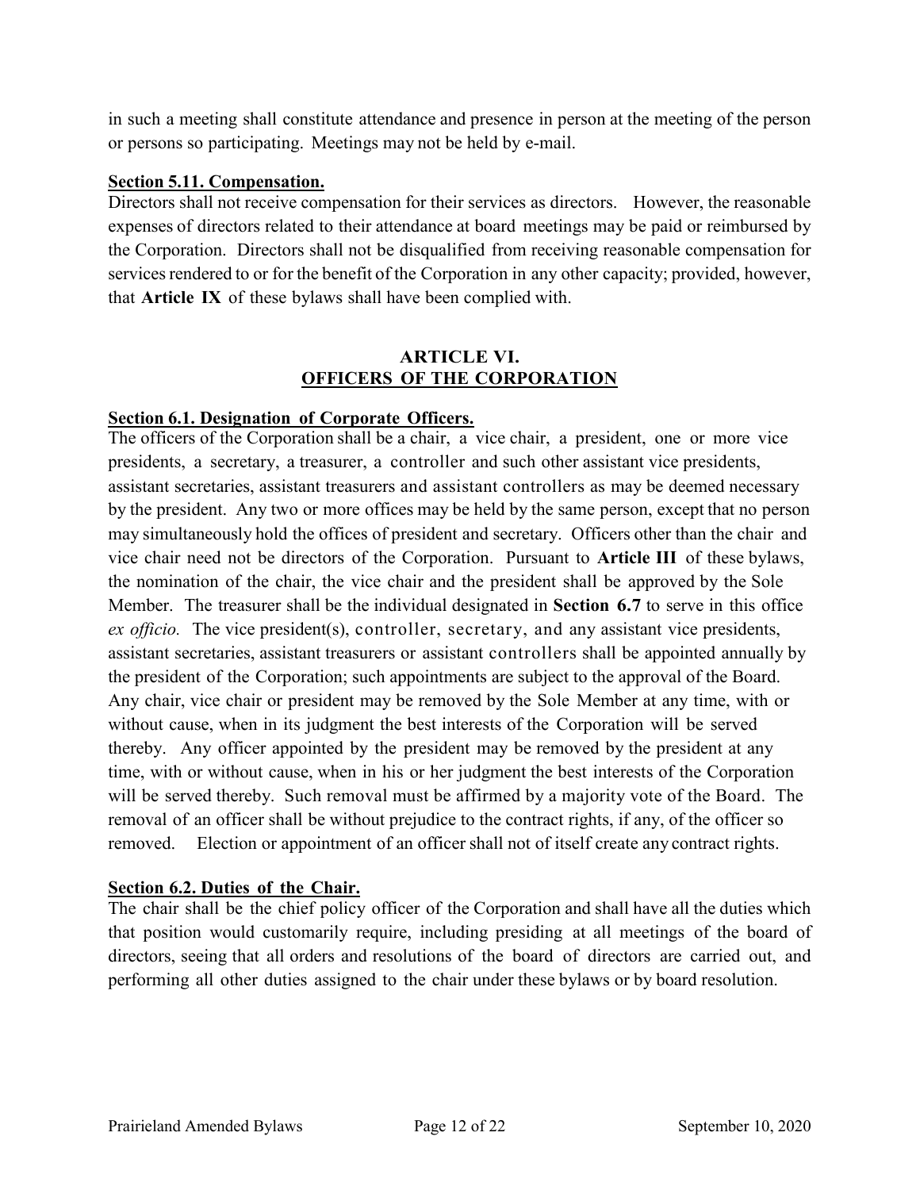in such a meeting shall constitute attendance and presence in person at the meeting of the person or persons so participating. Meetings may not be held by e-mail.

**Section 5.11. Compensation.**

Directors shall not receive compensation for their services as directors. However, the reasonable expenses of directors related to their attendance at board meetings may be paid or reimbursed by the Corporation. Directors shall not be disqualified from receiving reasonable compensation for services rendered to or for the benefit of the Corporation in any other capacity; provided, however, that **Article IX** of these bylaws shall have been complied with.

## ARTICLE VI.
## OFFICERS OF THE CORPORATION

**Section 6.1. Designation of Corporate Officers.**

The officers of the Corporation shall be a chair, a vice chair, a president, one or more vice presidents, a secretary, a treasurer, a controller and such other assistant vice presidents, assistant secretaries, assistant treasurers and assistant controllers as may be deemed necessary by the president. Any two or more offices may be held by the same person, except that no person may simultaneously hold the offices of president and secretary. Officers other than the chair and vice chair need not be directors of the Corporation. Pursuant to **Article III** of these bylaws, the nomination of the chair, the vice chair and the president shall be approved by the Sole Member. The treasurer shall be the individual designated in **Section 6.7** to serve in this office *ex officio.* The vice president(s), controller, secretary, and any assistant vice presidents, assistant secretaries, assistant treasurers or assistant controllers shall be appointed annually by the president of the Corporation; such appointments are subject to the approval of the Board. Any chair, vice chair or president may be removed by the Sole Member at any time, with or without cause, when in its judgment the best interests of the Corporation will be served thereby. Any officer appointed by the president may be removed by the president at any time, with or without cause, when in his or her judgment the best interests of the Corporation will be served thereby. Such removal must be affirmed by a majority vote of the Board. The removal of an officer shall be without prejudice to the contract rights, if any, of the officer so removed. Election or appointment of an officer shall not of itself create any contract rights.

**Section 6.2. Duties of the Chair.**

The chair shall be the chief policy officer of the Corporation and shall have all the duties which that position would customarily require, including presiding at all meetings of the board of directors, seeing that all orders and resolutions of the board of directors are carried out, and performing all other duties assigned to the chair under these bylaws or by board resolution.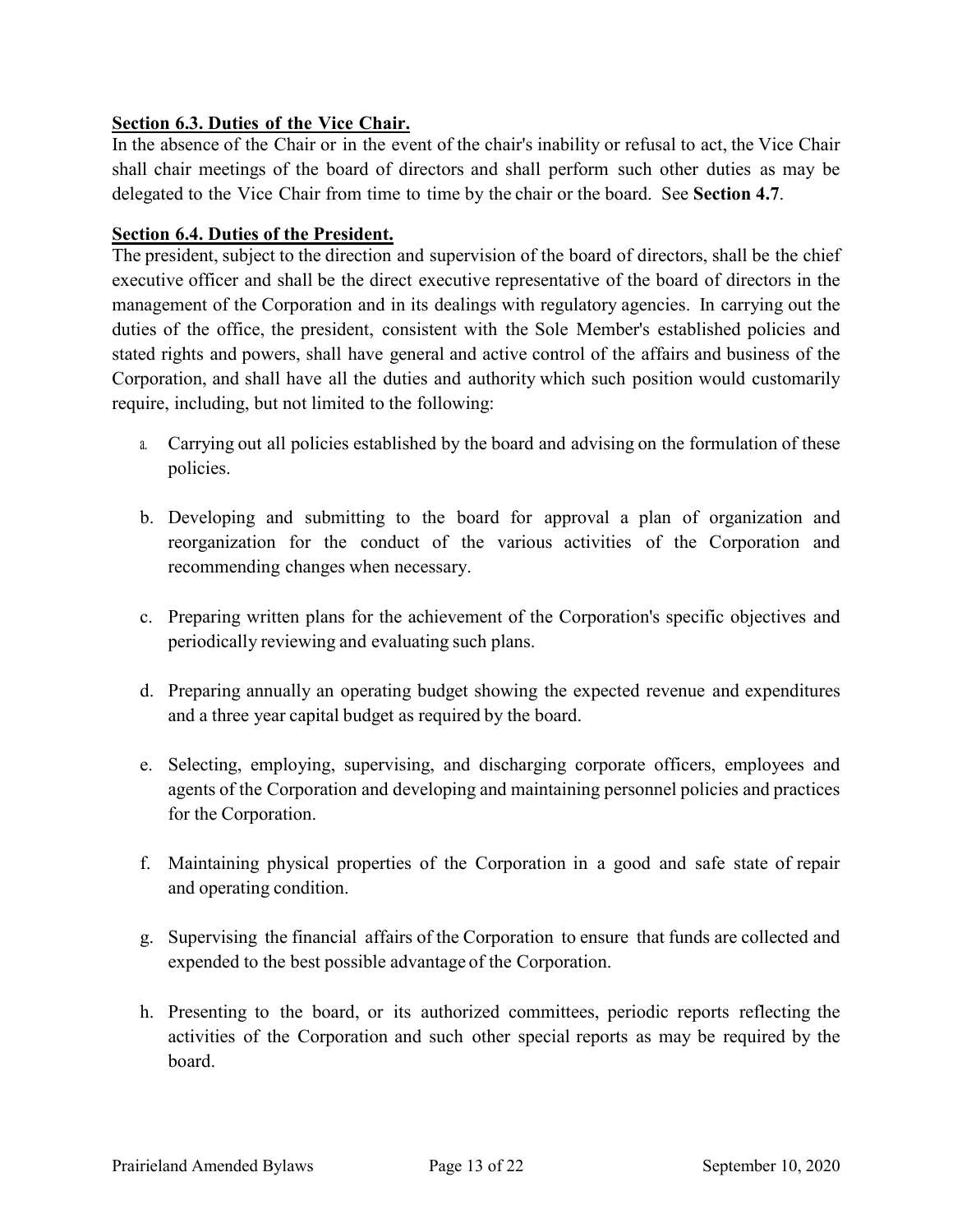**Section 6.3. Duties of the Vice Chair.**

In the absence of the Chair or in the event of the chair's inability or refusal to act, the Vice Chair shall chair meetings of the board of directors and shall perform such other duties as may be delegated to the Vice Chair from time to time by the chair or the board. See **Section 4.7**.

**Section 6.4. Duties of the President.**

The president, subject to the direction and supervision of the board of directors, shall be the chief executive officer and shall be the direct executive representative of the board of directors in the management of the Corporation and in its dealings with regulatory agencies. In carrying out the duties of the office, the president, consistent with the Sole Member's established policies and stated rights and powers, shall have general and active control of the affairs and business of the Corporation, and shall have all the duties and authority which such position would customarily require, including, but not limited to the following:

a. Carrying out all policies established by the board and advising on the formulation of these policies.

b. Developing and submitting to the board for approval a plan of organization and reorganization for the conduct of the various activities of the Corporation and recommending changes when necessary.

c. Preparing written plans for the achievement of the Corporation's specific objectives and periodically reviewing and evaluating such plans.

d. Preparing annually an operating budget showing the expected revenue and expenditures and a three year capital budget as required by the board.

e. Selecting, employing, supervising, and discharging corporate officers, employees and agents of the Corporation and developing and maintaining personnel policies and practices for the Corporation.

f. Maintaining physical properties of the Corporation in a good and safe state of repair and operating condition.

g. Supervising the financial affairs of the Corporation to ensure that funds are collected and expended to the best possible advantage of the Corporation.

h. Presenting to the board, or its authorized committees, periodic reports reflecting the activities of the Corporation and such other special reports as may be required by the board.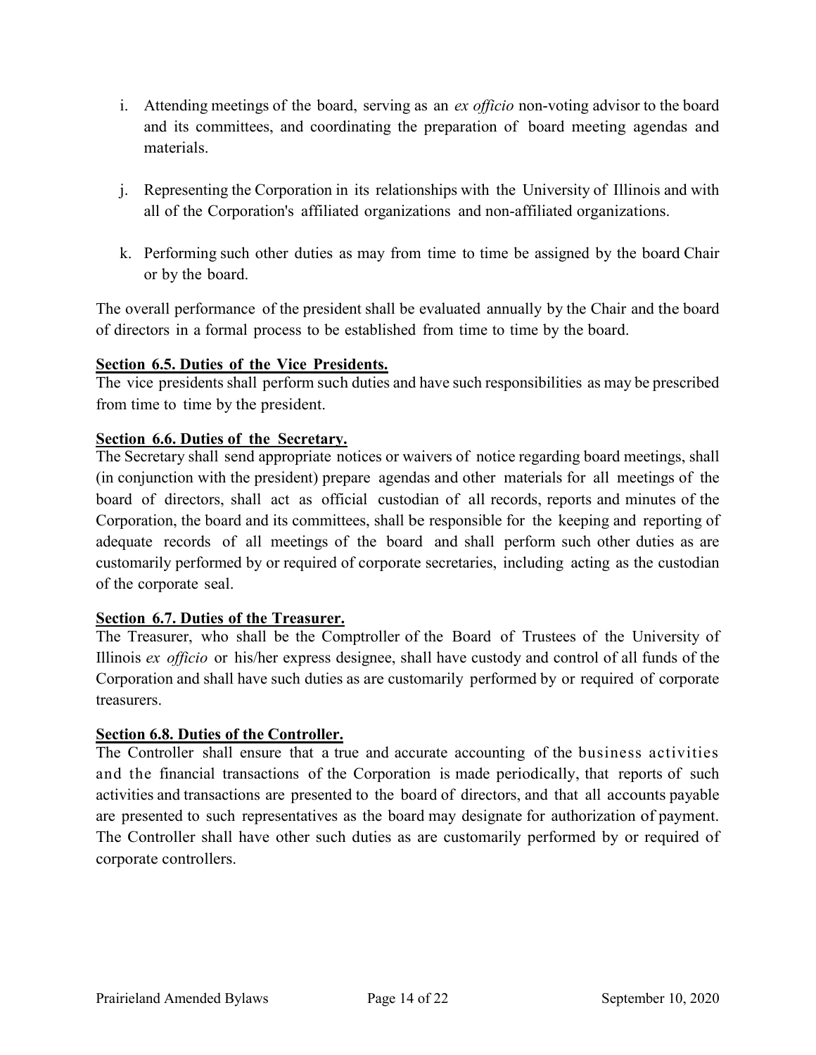i. Attending meetings of the board, serving as an *ex officio* non-voting advisor to the board and its committees, and coordinating the preparation of board meeting agendas and materials.

j. Representing the Corporation in its relationships with the University of Illinois and with all of the Corporation's affiliated organizations and non-affiliated organizations.

k. Performing such other duties as may from time to time be assigned by the board Chair or by the board.

The overall performance of the president shall be evaluated annually by the Chair and the board of directors in a formal process to be established from time to time by the board.

**Section 6.5. Duties of the Vice Presidents.**

The vice presidents shall perform such duties and have such responsibilities as may be prescribed from time to time by the president.

**Section 6.6. Duties of the Secretary.**

The Secretary shall send appropriate notices or waivers of notice regarding board meetings, shall (in conjunction with the president) prepare agendas and other materials for all meetings of the board of directors, shall act as official custodian of all records, reports and minutes of the Corporation, the board and its committees, shall be responsible for the keeping and reporting of adequate records of all meetings of the board and shall perform such other duties as are customarily performed by or required of corporate secretaries, including acting as the custodian of the corporate seal.

**Section 6.7. Duties of the Treasurer.**

The Treasurer, who shall be the Comptroller of the Board of Trustees of the University of Illinois *ex officio* or his/her express designee, shall have custody and control of all funds of the Corporation and shall have such duties as are customarily performed by or required of corporate treasurers.

**Section 6.8. Duties of the Controller.**

The Controller shall ensure that a true and accurate accounting of the business activities and the financial transactions of the Corporation is made periodically, that reports of such activities and transactions are presented to the board of directors, and that all accounts payable are presented to such representatives as the board may designate for authorization of payment. The Controller shall have other such duties as are customarily performed by or required of corporate controllers.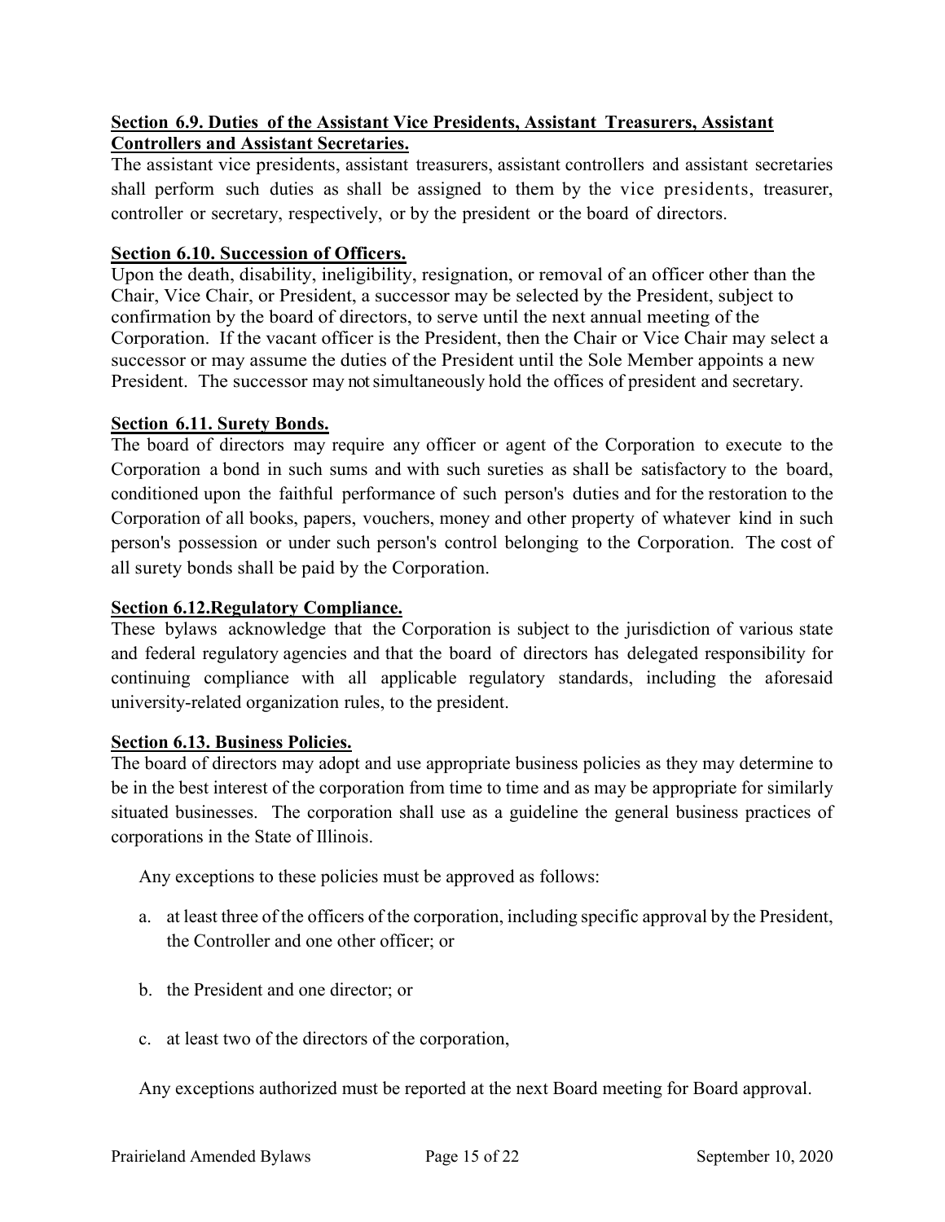**Section 6.9. Duties of the Assistant Vice Presidents, Assistant Treasurers, Assistant Controllers and Assistant Secretaries.**

The assistant vice presidents, assistant treasurers, assistant controllers and assistant secretaries shall perform such duties as shall be assigned to them by the vice presidents, treasurer, controller or secretary, respectively, or by the president or the board of directors.

**Section 6.10. Succession of Officers.**

Upon the death, disability, ineligibility, resignation, or removal of an officer other than the Chair, Vice Chair, or President, a successor may be selected by the President, subject to confirmation by the board of directors, to serve until the next annual meeting of the Corporation. If the vacant officer is the President, then the Chair or Vice Chair may select a successor or may assume the duties of the President until the Sole Member appoints a new President. The successor may not simultaneously hold the offices of president and secretary.

**Section 6.11. Surety Bonds.**

The board of directors may require any officer or agent of the Corporation to execute to the Corporation a bond in such sums and with such sureties as shall be satisfactory to the board, conditioned upon the faithful performance of such person's duties and for the restoration to the Corporation of all books, papers, vouchers, money and other property of whatever kind in such person's possession or under such person's control belonging to the Corporation. The cost of all surety bonds shall be paid by the Corporation.

**Section 6.12.Regulatory Compliance.**

These bylaws acknowledge that the Corporation is subject to the jurisdiction of various state and federal regulatory agencies and that the board of directors has delegated responsibility for continuing compliance with all applicable regulatory standards, including the aforesaid university-related organization rules, to the president.

**Section 6.13. Business Policies.**

The board of directors may adopt and use appropriate business policies as they may determine to be in the best interest of the corporation from time to time and as may be appropriate for similarly situated businesses. The corporation shall use as a guideline the general business practices of corporations in the State of Illinois.

Any exceptions to these policies must be approved as follows:

a. at least three of the officers of the corporation, including specific approval by the President, the Controller and one other officer; or

b. the President and one director; or

c. at least two of the directors of the corporation,

Any exceptions authorized must be reported at the next Board meeting for Board approval.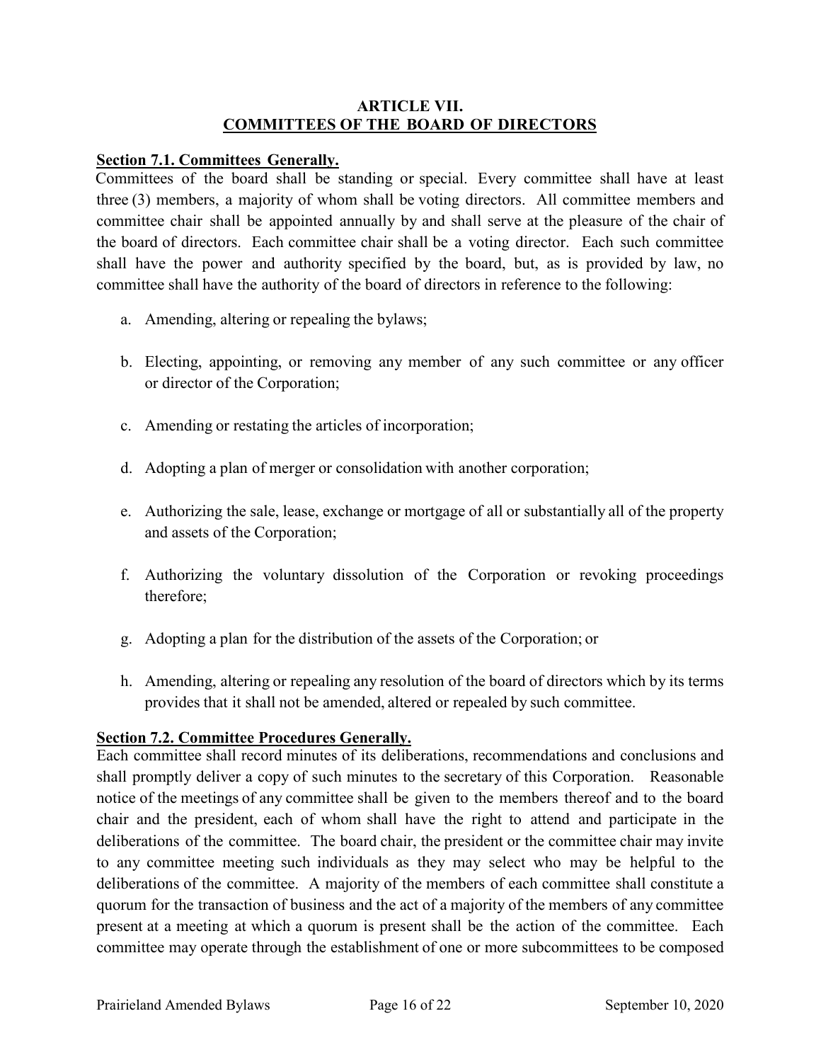## ARTICLE VII.
## COMMITTEES OF THE BOARD OF DIRECTORS

**Section 7.1. Committees Generally.**

Committees of the board shall be standing or special. Every committee shall have at least three (3) members, a majority of whom shall be voting directors. All committee members and committee chair shall be appointed annually by and shall serve at the pleasure of the chair of the board of directors. Each committee chair shall be a voting director. Each such committee shall have the power and authority specified by the board, but, as is provided by law, no committee shall have the authority of the board of directors in reference to the following:

a. Amending, altering or repealing the bylaws;

b. Electing, appointing, or removing any member of any such committee or any officer or director of the Corporation;

c. Amending or restating the articles of incorporation;

d. Adopting a plan of merger or consolidation with another corporation;

e. Authorizing the sale, lease, exchange or mortgage of all or substantially all of the property and assets of the Corporation;

f. Authorizing the voluntary dissolution of the Corporation or revoking proceedings therefore;

g. Adopting a plan for the distribution of the assets of the Corporation; or

h. Amending, altering or repealing any resolution of the board of directors which by its terms provides that it shall not be amended, altered or repealed by such committee.

**Section 7.2. Committee Procedures Generally.**

Each committee shall record minutes of its deliberations, recommendations and conclusions and shall promptly deliver a copy of such minutes to the secretary of this Corporation. Reasonable notice of the meetings of any committee shall be given to the members thereof and to the board chair and the president, each of whom shall have the right to attend and participate in the deliberations of the committee. The board chair, the president or the committee chair may invite to any committee meeting such individuals as they may select who may be helpful to the deliberations of the committee. A majority of the members of each committee shall constitute a quorum for the transaction of business and the act of a majority of the members of any committee present at a meeting at which a quorum is present shall be the action of the committee. Each committee may operate through the establishment of one or more subcommittees to be composed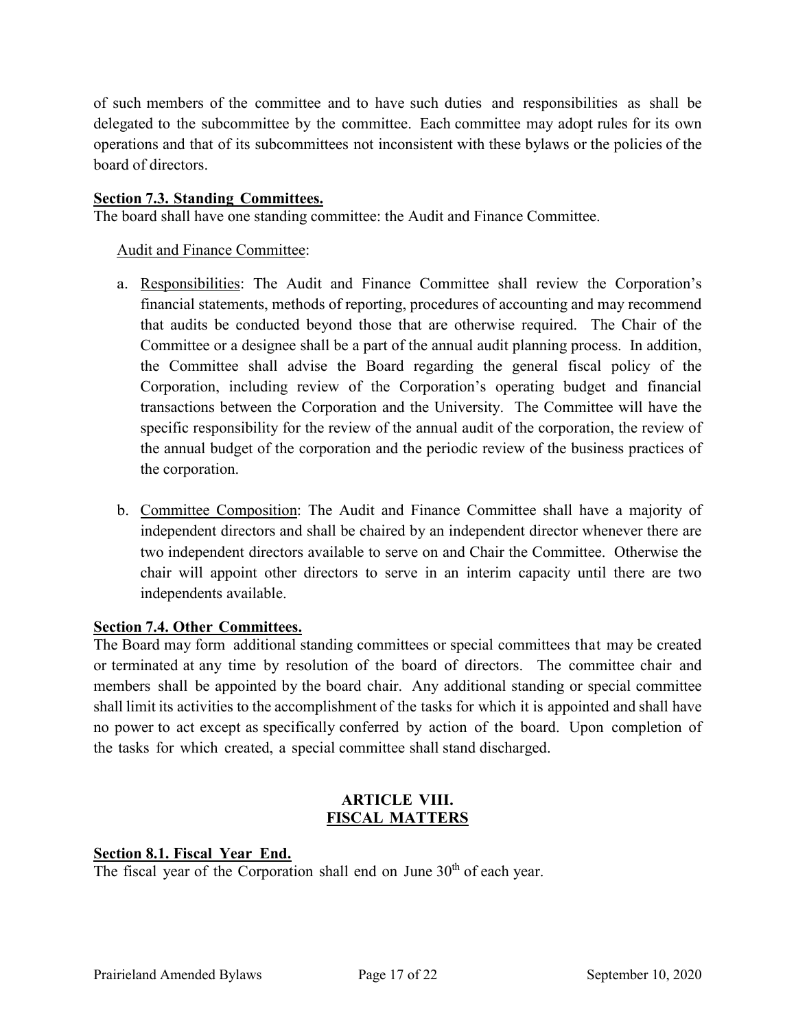of such members of the committee and to have such duties and responsibilities as shall be delegated to the subcommittee by the committee. Each committee may adopt rules for its own operations and that of its subcommittees not inconsistent with these bylaws or the policies of the board of directors.

**Section 7.3. Standing Committees.**

The board shall have one standing committee: the Audit and Finance Committee.

Audit and Finance Committee:

a. Responsibilities: The Audit and Finance Committee shall review the Corporation's financial statements, methods of reporting, procedures of accounting and may recommend that audits be conducted beyond those that are otherwise required. The Chair of the Committee or a designee shall be a part of the annual audit planning process. In addition, the Committee shall advise the Board regarding the general fiscal policy of the Corporation, including review of the Corporation's operating budget and financial transactions between the Corporation and the University. The Committee will have the specific responsibility for the review of the annual audit of the corporation, the review of the annual budget of the corporation and the periodic review of the business practices of the corporation.

b. Committee Composition: The Audit and Finance Committee shall have a majority of independent directors and shall be chaired by an independent director whenever there are two independent directors available to serve on and Chair the Committee. Otherwise the chair will appoint other directors to serve in an interim capacity until there are two independents available.

**Section 7.4. Other Committees.**

The Board may form additional standing committees or special committees that may be created or terminated at any time by resolution of the board of directors. The committee chair and members shall be appointed by the board chair. Any additional standing or special committee shall limit its activities to the accomplishment of the tasks for which it is appointed and shall have no power to act except as specifically conferred by action of the board. Upon completion of the tasks for which created, a special committee shall stand discharged.

## ARTICLE VIII.
## FISCAL MATTERS

**Section 8.1. Fiscal Year End.**

The fiscal year of the Corporation shall end on June 30th of each year.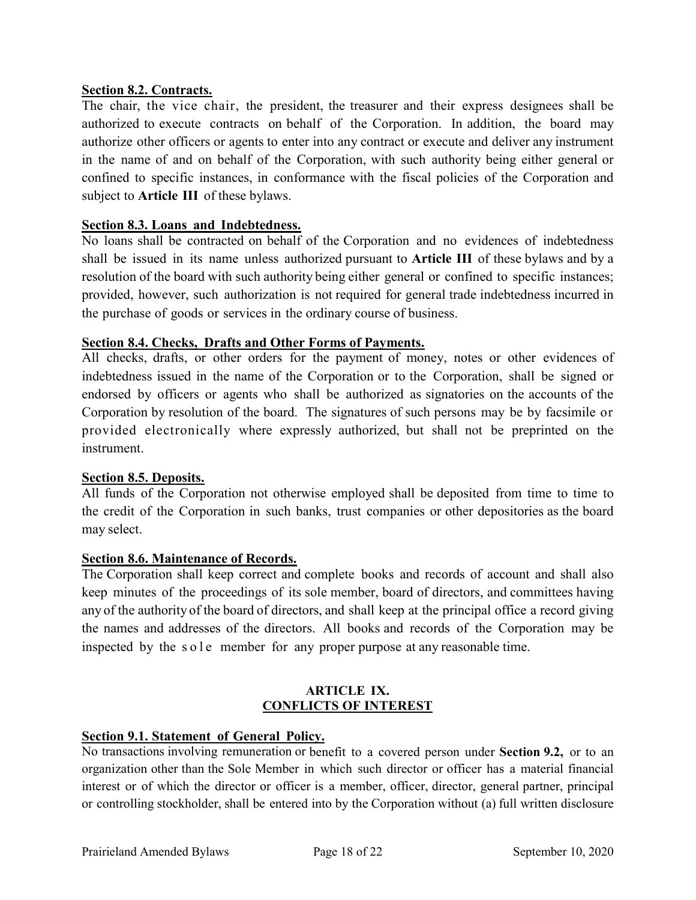**Section 8.2. Contracts.**

The chair, the vice chair, the president, the treasurer and their express designees shall be authorized to execute contracts on behalf of the Corporation. In addition, the board may authorize other officers or agents to enter into any contract or execute and deliver any instrument in the name of and on behalf of the Corporation, with such authority being either general or confined to specific instances, in conformance with the fiscal policies of the Corporation and subject to **Article III** of these bylaws.

**Section 8.3. Loans and Indebtedness.**

No loans shall be contracted on behalf of the Corporation and no evidences of indebtedness shall be issued in its name unless authorized pursuant to **Article III** of these bylaws and by a resolution of the board with such authority being either general or confined to specific instances; provided, however, such authorization is not required for general trade indebtedness incurred in the purchase of goods or services in the ordinary course of business.

**Section 8.4. Checks, Drafts and Other Forms of Payments.**

All checks, drafts, or other orders for the payment of money, notes or other evidences of indebtedness issued in the name of the Corporation or to the Corporation, shall be signed or endorsed by officers or agents who shall be authorized as signatories on the accounts of the Corporation by resolution of the board. The signatures of such persons may be by facsimile or provided electronically where expressly authorized, but shall not be preprinted on the instrument.

**Section 8.5. Deposits.**

All funds of the Corporation not otherwise employed shall be deposited from time to time to the credit of the Corporation in such banks, trust companies or other depositories as the board may select.

**Section 8.6. Maintenance of Records.**

The Corporation shall keep correct and complete books and records of account and shall also keep minutes of the proceedings of its sole member, board of directors, and committees having any of the authority of the board of directors, and shall keep at the principal office a record giving the names and addresses of the directors. All books and records of the Corporation may be inspected by the sole member for any proper purpose at any reasonable time.

## ARTICLE IX.
## CONFLICTS OF INTEREST

**Section 9.1. Statement of General Policy.**

No transactions involving remuneration or benefit to a covered person under **Section 9.2,** or to an organization other than the Sole Member in which such director or officer has a material financial interest or of which the director or officer is a member, officer, director, general partner, principal or controlling stockholder, shall be entered into by the Corporation without (a) full written disclosure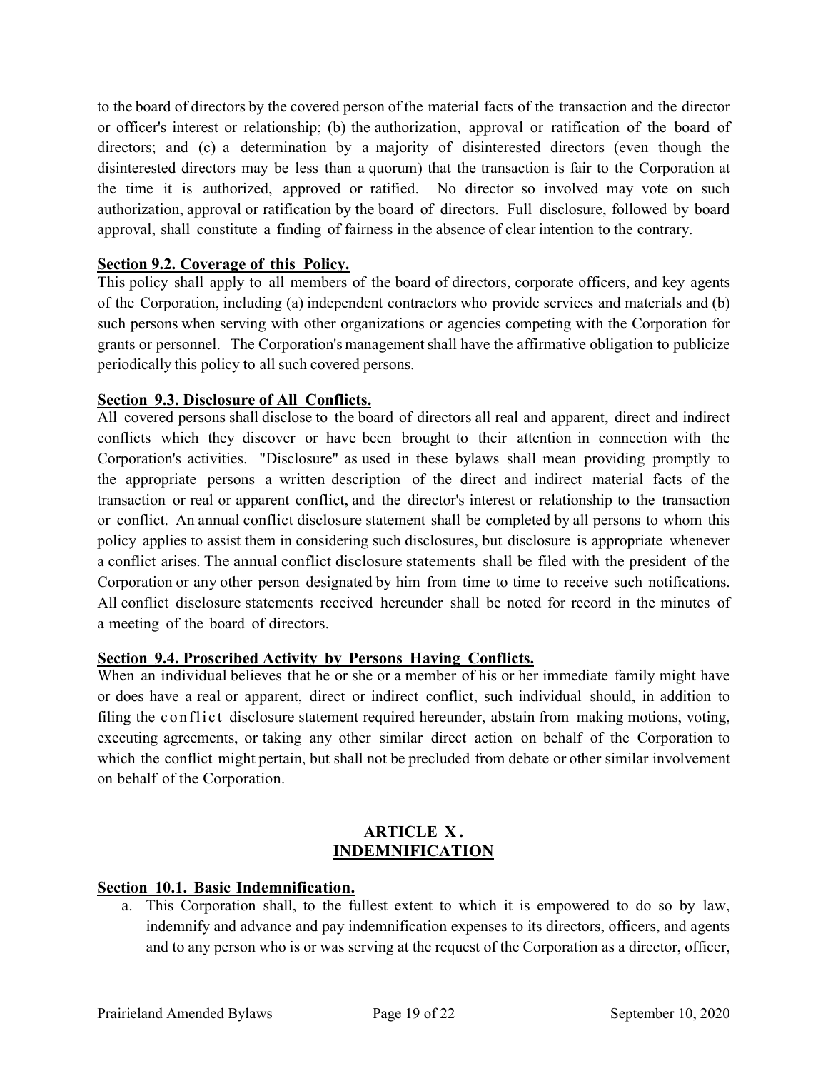to the board of directors by the covered person of the material facts of the transaction and the director or officer's interest or relationship; (b) the authorization, approval or ratification of the board of directors; and (c) a determination by a majority of disinterested directors (even though the disinterested directors may be less than a quorum) that the transaction is fair to the Corporation at the time it is authorized, approved or ratified. No director so involved may vote on such authorization, approval or ratification by the board of directors. Full disclosure, followed by board approval, shall constitute a finding of fairness in the absence of clear intention to the contrary.

**Section 9.2. Coverage of this Policy.**

This policy shall apply to all members of the board of directors, corporate officers, and key agents of the Corporation, including (a) independent contractors who provide services and materials and (b) such persons when serving with other organizations or agencies competing with the Corporation for grants or personnel. The Corporation's management shall have the affirmative obligation to publicize periodically this policy to all such covered persons.

**Section 9.3. Disclosure of All Conflicts.**

All covered persons shall disclose to the board of directors all real and apparent, direct and indirect conflicts which they discover or have been brought to their attention in connection with the Corporation's activities. "Disclosure" as used in these bylaws shall mean providing promptly to the appropriate persons a written description of the direct and indirect material facts of the transaction or real or apparent conflict, and the director's interest or relationship to the transaction or conflict. An annual conflict disclosure statement shall be completed by all persons to whom this policy applies to assist them in considering such disclosures, but disclosure is appropriate whenever a conflict arises. The annual conflict disclosure statements shall be filed with the president of the Corporation or any other person designated by him from time to time to receive such notifications. All conflict disclosure statements received hereunder shall be noted for record in the minutes of a meeting of the board of directors.

**Section 9.4. Proscribed Activity by Persons Having Conflicts.**

When an individual believes that he or she or a member of his or her immediate family might have or does have a real or apparent, direct or indirect conflict, such individual should, in addition to filing the conflict disclosure statement required hereunder, abstain from making motions, voting, executing agreements, or taking any other similar direct action on behalf of the Corporation to which the conflict might pertain, but shall not be precluded from debate or other similar involvement on behalf of the Corporation.

## ARTICLE X.
## INDEMNIFICATION

**Section 10.1. Basic Indemnification.**

a. This Corporation shall, to the fullest extent to which it is empowered to do so by law, indemnify and advance and pay indemnification expenses to its directors, officers, and agents and to any person who is or was serving at the request of the Corporation as a director, officer,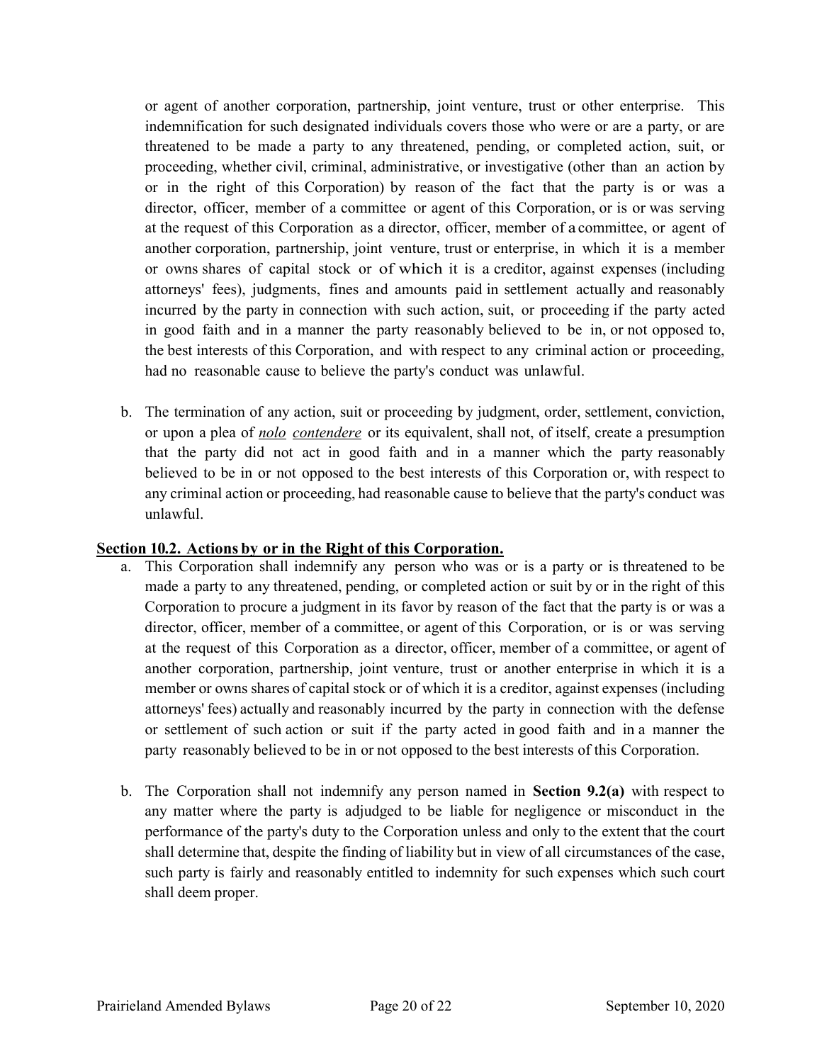or agent of another corporation, partnership, joint venture, trust or other enterprise. This indemnification for such designated individuals covers those who were or are a party, or are threatened to be made a party to any threatened, pending, or completed action, suit, or proceeding, whether civil, criminal, administrative, or investigative (other than an action by or in the right of this Corporation) by reason of the fact that the party is or was a director, officer, member of a committee or agent of this Corporation, or is or was serving at the request of this Corporation as a director, officer, member of a committee, or agent of another corporation, partnership, joint venture, trust or enterprise, in which it is a member or owns shares of capital stock or of which it is a creditor, against expenses (including attorneys' fees), judgments, fines and amounts paid in settlement actually and reasonably incurred by the party in connection with such action, suit, or proceeding if the party acted in good faith and in a manner the party reasonably believed to be in, or not opposed to, the best interests of this Corporation, and with respect to any criminal action or proceeding, had no reasonable cause to believe the party's conduct was unlawful.

b. The termination of any action, suit or proceeding by judgment, order, settlement, conviction, or upon a plea of ***nolo contendere*** or its equivalent, shall not, of itself, create a presumption that the party did not act in good faith and in a manner which the party reasonably believed to be in or not opposed to the best interests of this Corporation or, with respect to any criminal action or proceeding, had reasonable cause to believe that the party's conduct was unlawful.

**Section 10.2. Actions by or in the Right of this Corporation.**

a. This Corporation shall indemnify any person who was or is a party or is threatened to be made a party to any threatened, pending, or completed action or suit by or in the right of this Corporation to procure a judgment in its favor by reason of the fact that the party is or was a director, officer, member of a committee, or agent of this Corporation, or is or was serving at the request of this Corporation as a director, officer, member of a committee, or agent of another corporation, partnership, joint venture, trust or another enterprise in which it is a member or owns shares of capital stock or of which it is a creditor, against expenses (including attorneys' fees) actually and reasonably incurred by the party in connection with the defense or settlement of such action or suit if the party acted in good faith and in a manner the party reasonably believed to be in or not opposed to the best interests of this Corporation.

b. The Corporation shall not indemnify any person named in **Section 9.2(a)** with respect to any matter where the party is adjudged to be liable for negligence or misconduct in the performance of the party's duty to the Corporation unless and only to the extent that the court shall determine that, despite the finding of liability but in view of all circumstances of the case, such party is fairly and reasonably entitled to indemnity for such expenses which such court shall deem proper.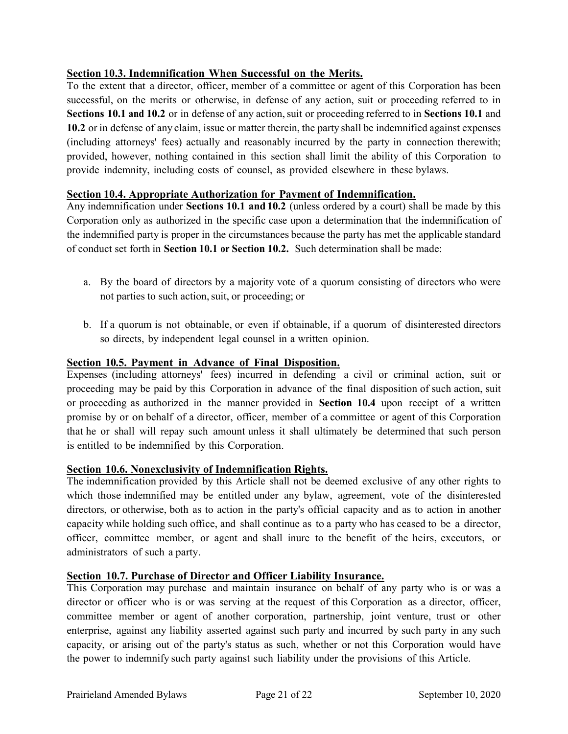## Section 10.3. Indemnification When Successful on the Merits.

To the extent that a director, officer, member of a committee or agent of this Corporation has been successful, on the merits or otherwise, in defense of any action, suit or proceeding referred to in **Sections 10.1 and 10.2** or in defense of any action, suit or proceeding referred to in **Sections 10.1** and **10.2** or in defense of any claim, issue or matter therein, the party shall be indemnified against expenses (including attorneys' fees) actually and reasonably incurred by the party in connection therewith; provided, however, nothing contained in this section shall limit the ability of this Corporation to provide indemnity, including costs of counsel, as provided elsewhere in these bylaws.

## Section 10.4. Appropriate Authorization for Payment of Indemnification.

Any indemnification under **Sections 10.1 and 10.2** (unless ordered by a court) shall be made by this Corporation only as authorized in the specific case upon a determination that the indemnification of the indemnified party is proper in the circumstances because the party has met the applicable standard of conduct set forth in **Section 10.1 or Section 10.2.** Such determination shall be made:

a. By the board of directors by a majority vote of a quorum consisting of directors who were not parties to such action, suit, or proceeding; or

b. If a quorum is not obtainable, or even if obtainable, if a quorum of disinterested directors so directs, by independent legal counsel in a written opinion.

## Section 10.5. Payment in Advance of Final Disposition.

Expenses (including attorneys' fees) incurred in defending a civil or criminal action, suit or proceeding may be paid by this Corporation in advance of the final disposition of such action, suit or proceeding as authorized in the manner provided in **Section 10.4** upon receipt of a written promise by or on behalf of a director, officer, member of a committee or agent of this Corporation that he or shall will repay such amount unless it shall ultimately be determined that such person is entitled to be indemnified by this Corporation.

## Section 10.6. Nonexclusivity of Indemnification Rights.

The indemnification provided by this Article shall not be deemed exclusive of any other rights to which those indemnified may be entitled under any bylaw, agreement, vote of the disinterested directors, or otherwise, both as to action in the party's official capacity and as to action in another capacity while holding such office, and shall continue as to a party who has ceased to be a director, officer, committee member, or agent and shall inure to the benefit of the heirs, executors, or administrators of such a party.

## Section 10.7. Purchase of Director and Officer Liability Insurance.

This Corporation may purchase and maintain insurance on behalf of any party who is or was a director or officer who is or was serving at the request of this Corporation as a director, officer, committee member or agent of another corporation, partnership, joint venture, trust or other enterprise, against any liability asserted against such party and incurred by such party in any such capacity, or arising out of the party's status as such, whether or not this Corporation would have the power to indemnify such party against such liability under the provisions of this Article.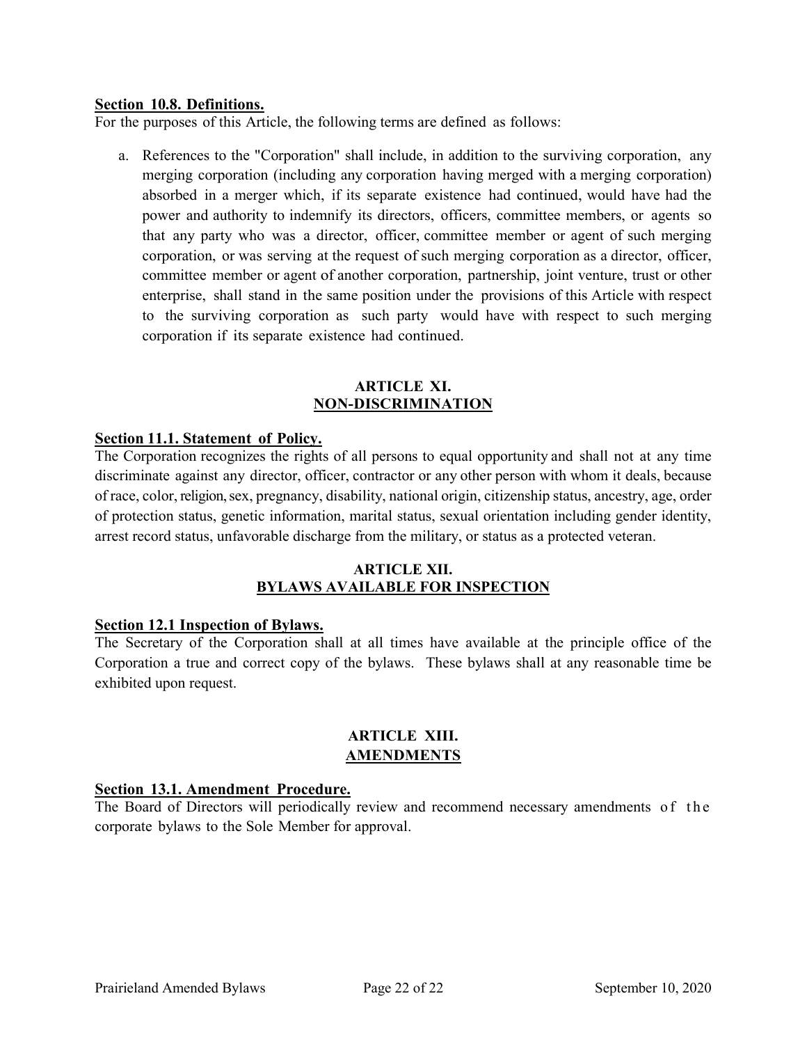**Section 10.8. Definitions.**
For the purposes of this Article, the following terms are defined as follows:

a. References to the "Corporation" shall include, in addition to the surviving corporation, any merging corporation (including any corporation having merged with a merging corporation) absorbed in a merger which, if its separate existence had continued, would have had the power and authority to indemnify its directors, officers, committee members, or agents so that any party who was a director, officer, committee member or agent of such merging corporation, or was serving at the request of such merging corporation as a director, officer, committee member or agent of another corporation, partnership, joint venture, trust or other enterprise, shall stand in the same position under the provisions of this Article with respect to the surviving corporation as such party would have with respect to such merging corporation if its separate existence had continued.

## ARTICLE XI.
## NON-DISCRIMINATION

**Section 11.1. Statement of Policy.**
The Corporation recognizes the rights of all persons to equal opportunity and shall not at any time discriminate against any director, officer, contractor or any other person with whom it deals, because of race, color, religion, sex, pregnancy, disability, national origin, citizenship status, ancestry, age, order of protection status, genetic information, marital status, sexual orientation including gender identity, arrest record status, unfavorable discharge from the military, or status as a protected veteran.

## ARTICLE XII.
## BYLAWS AVAILABLE FOR INSPECTION

**Section 12.1 Inspection of Bylaws.**
The Secretary of the Corporation shall at all times have available at the principle office of the Corporation a true and correct copy of the bylaws. These bylaws shall at any reasonable time be exhibited upon request.

## ARTICLE XIII.
## AMENDMENTS

**Section 13.1. Amendment Procedure.**
The Board of Directors will periodically review and recommend necessary amendments of the corporate bylaws to the Sole Member for approval.